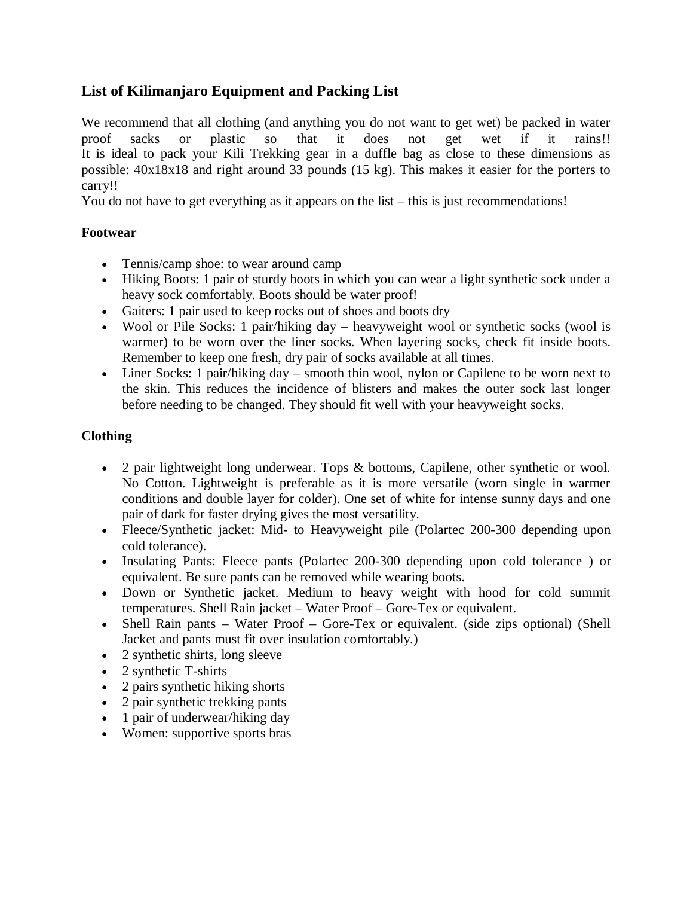## List of Kilimanjaro Equipment and Packing List

We recommend that all clothing (and anything you do not want to get wet) be packed in water proof sacks or plastic so that it does not get wet if it rains!!
It is ideal to pack your Kili Trekking gear in a duffle bag as close to these dimensions as possible: 40x18x18 and right around 33 pounds (15 kg). This makes it easier for the porters to carry!!
You do not have to get everything as it appears on the list – this is just recommendations!

**Footwear**

- Tennis/camp shoe: to wear around camp
- Hiking Boots: 1 pair of sturdy boots in which you can wear a light synthetic sock under a heavy sock comfortably. Boots should be water proof!
- Gaiters: 1 pair used to keep rocks out of shoes and boots dry
- Wool or Pile Socks: 1 pair/hiking day – heavyweight wool or synthetic socks (wool is warmer) to be worn over the liner socks. When layering socks, check fit inside boots. Remember to keep one fresh, dry pair of socks available at all times.
- Liner Socks: 1 pair/hiking day – smooth thin wool, nylon or Capilene to be worn next to the skin. This reduces the incidence of blisters and makes the outer sock last longer before needing to be changed. They should fit well with your heavyweight socks.

**Clothing**

- 2 pair lightweight long underwear. Tops & bottoms, Capilene, other synthetic or wool. No Cotton. Lightweight is preferable as it is more versatile (worn single in warmer conditions and double layer for colder). One set of white for intense sunny days and one pair of dark for faster drying gives the most versatility.
- Fleece/Synthetic jacket: Mid- to Heavyweight pile (Polartec 200-300 depending upon cold tolerance).
- Insulating Pants: Fleece pants (Polartec 200-300 depending upon cold tolerance ) or equivalent. Be sure pants can be removed while wearing boots.
- Down or Synthetic jacket. Medium to heavy weight with hood for cold summit temperatures. Shell Rain jacket – Water Proof – Gore-Tex or equivalent.
- Shell Rain pants – Water Proof – Gore-Tex or equivalent. (side zips optional) (Shell Jacket and pants must fit over insulation comfortably.)
- 2 synthetic shirts, long sleeve
- 2 synthetic T-shirts
- 2 pairs synthetic hiking shorts
- 2 pair synthetic trekking pants
- 1 pair of underwear/hiking day
- Women: supportive sports bras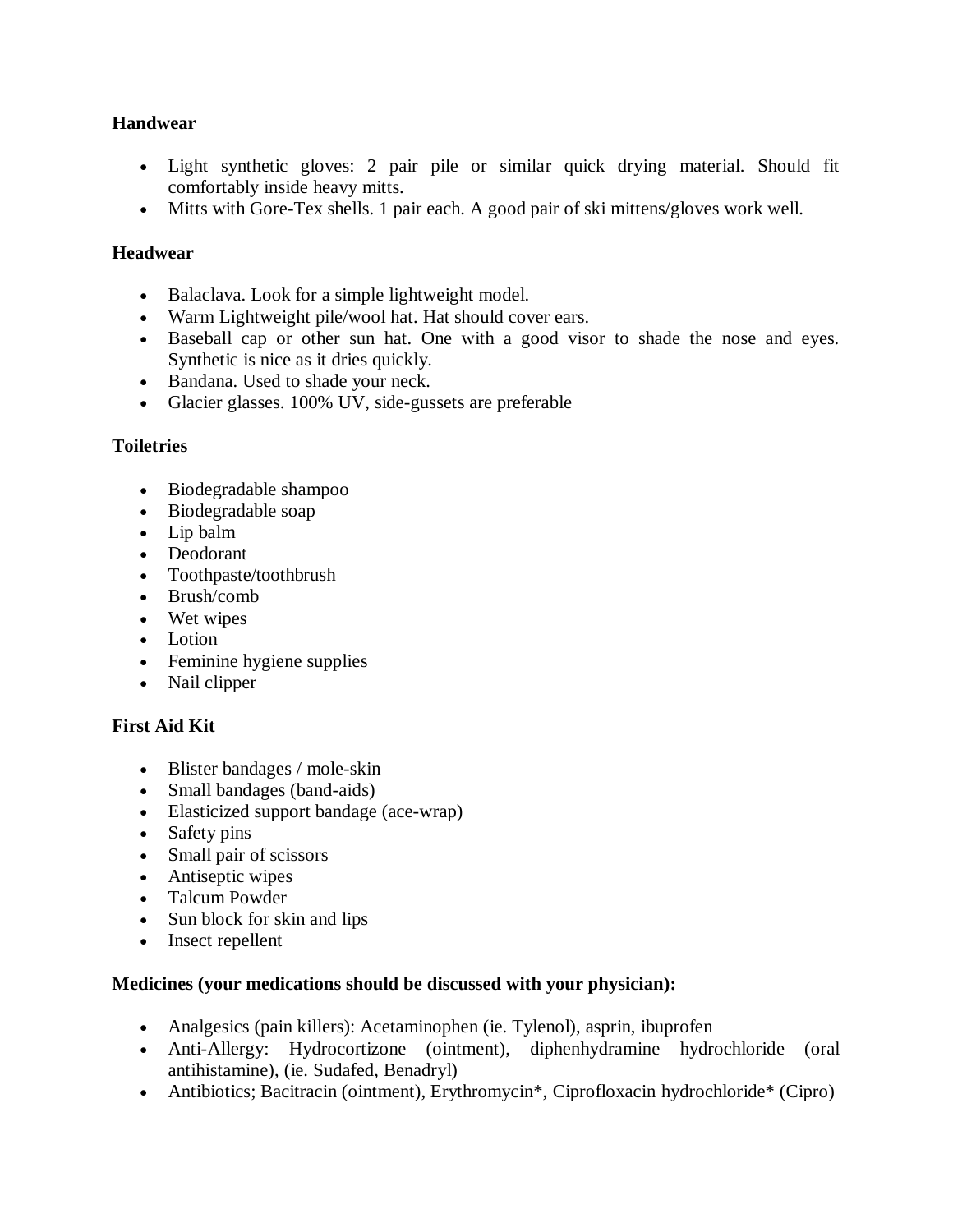**Handwear**

- Light synthetic gloves: 2 pair pile or similar quick drying material. Should fit comfortably inside heavy mitts.
- Mitts with Gore-Tex shells. 1 pair each. A good pair of ski mittens/gloves work well.

**Headwear**

- Balaclava. Look for a simple lightweight model.
- Warm Lightweight pile/wool hat. Hat should cover ears.
- Baseball cap or other sun hat. One with a good visor to shade the nose and eyes. Synthetic is nice as it dries quickly.
- Bandana. Used to shade your neck.
- Glacier glasses. 100% UV, side-gussets are preferable

**Toiletries**

- Biodegradable shampoo
- Biodegradable soap
- Lip balm
- Deodorant
- Toothpaste/toothbrush
- Brush/comb
- Wet wipes
- Lotion
- Feminine hygiene supplies
- Nail clipper

**First Aid Kit**

- Blister bandages / mole-skin
- Small bandages (band-aids)
- Elasticized support bandage (ace-wrap)
- Safety pins
- Small pair of scissors
- Antiseptic wipes
- Talcum Powder
- Sun block for skin and lips
- Insect repellent

**Medicines (your medications should be discussed with your physician):**

- Analgesics (pain killers): Acetaminophen (ie. Tylenol), asprin, ibuprofen
- Anti-Allergy: Hydrocortizone (ointment), diphenhydramine hydrochloride (oral antihistamine), (ie. Sudafed, Benadryl)
- Antibiotics; Bacitracin (ointment), Erythromycin*, Ciprofloxacin hydrochloride* (Cipro)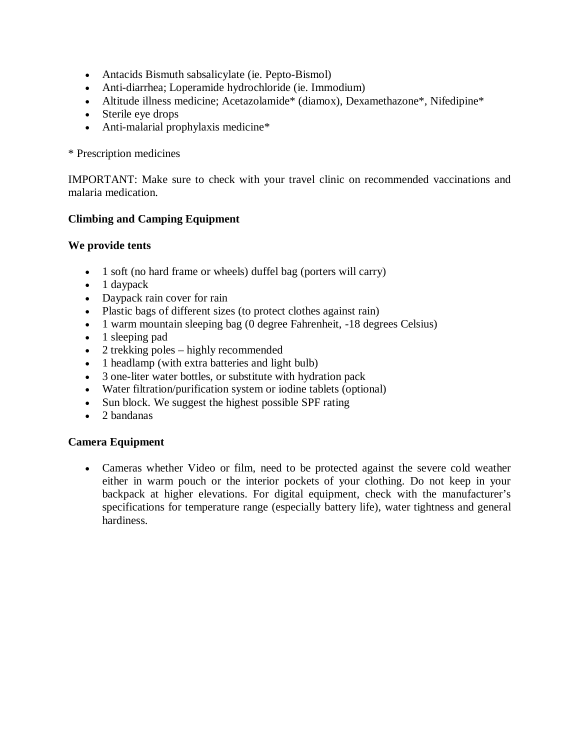- Antacids Bismuth sabsalicylate (ie. Pepto-Bismol)
- Anti-diarrhea; Loperamide hydrochloride (ie. Immodium)
- Altitude illness medicine; Acetazolamide* (diamox), Dexamethazone*, Nifedipine*
- Sterile eye drops
- Anti-malarial prophylaxis medicine*

* Prescription medicines

IMPORTANT: Make sure to check with your travel clinic on recommended vaccinations and malaria medication.

**Climbing and Camping Equipment**

**We provide tents**

- 1 soft (no hard frame or wheels) duffel bag (porters will carry)
- 1 daypack
- Daypack rain cover for rain
- Plastic bags of different sizes (to protect clothes against rain)
- 1 warm mountain sleeping bag (0 degree Fahrenheit, -18 degrees Celsius)
- 1 sleeping pad
- 2 trekking poles – highly recommended
- 1 headlamp (with extra batteries and light bulb)
- 3 one-liter water bottles, or substitute with hydration pack
- Water filtration/purification system or iodine tablets (optional)
- Sun block. We suggest the highest possible SPF rating
- 2 bandanas

**Camera Equipment**

- Cameras whether Video or film, need to be protected against the severe cold weather either in warm pouch or the interior pockets of your clothing. Do not keep in your backpack at higher elevations. For digital equipment, check with the manufacturer's specifications for temperature range (especially battery life), water tightness and general hardiness.